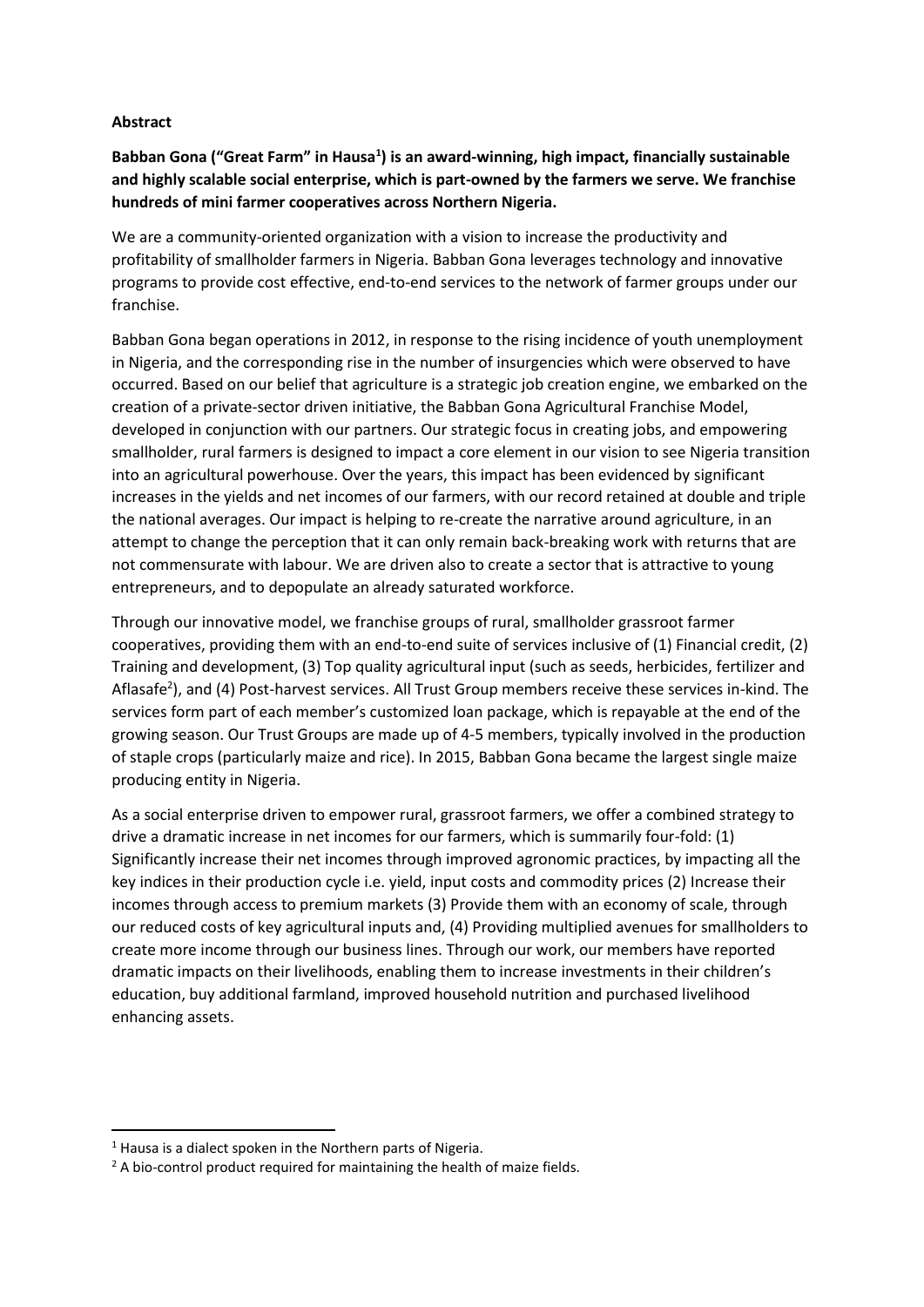**Abstract**

**Babban Gona ("Great Farm" in Hausa[1]) is an award-winning, high impact, financially sustainable and highly scalable social enterprise, which is part-owned by the farmers we serve. We franchise hundreds of mini farmer cooperatives across Northern Nigeria.**

We are a community-oriented organization with a vision to increase the productivity and profitability of smallholder farmers in Nigeria. Babban Gona leverages technology and innovative programs to provide cost effective, end-to-end services to the network of farmer groups under our franchise.

Babban Gona began operations in 2012, in response to the rising incidence of youth unemployment in Nigeria, and the corresponding rise in the number of insurgencies which were observed to have occurred. Based on our belief that agriculture is a strategic job creation engine, we embarked on the creation of a private-sector driven initiative, the Babban Gona Agricultural Franchise Model, developed in conjunction with our partners. Our strategic focus in creating jobs, and empowering smallholder, rural farmers is designed to impact a core element in our vision to see Nigeria transition into an agricultural powerhouse. Over the years, this impact has been evidenced by significant increases in the yields and net incomes of our farmers, with our record retained at double and triple the national averages. Our impact is helping to re-create the narrative around agriculture, in an attempt to change the perception that it can only remain back-breaking work with returns that are not commensurate with labour. We are driven also to create a sector that is attractive to young entrepreneurs, and to depopulate an already saturated workforce.

Through our innovative model, we franchise groups of rural, smallholder grassroot farmer cooperatives, providing them with an end-to-end suite of services inclusive of (1) Financial credit, (2) Training and development, (3) Top quality agricultural input (such as seeds, herbicides, fertilizer and Aflasafe[2]), and (4) Post-harvest services. All Trust Group members receive these services in-kind. The services form part of each member's customized loan package, which is repayable at the end of the growing season. Our Trust Groups are made up of 4-5 members, typically involved in the production of staple crops (particularly maize and rice). In 2015, Babban Gona became the largest single maize producing entity in Nigeria.

As a social enterprise driven to empower rural, grassroot farmers, we offer a combined strategy to drive a dramatic increase in net incomes for our farmers, which is summarily four-fold: (1) Significantly increase their net incomes through improved agronomic practices, by impacting all the key indices in their production cycle i.e. yield, input costs and commodity prices (2) Increase their incomes through access to premium markets (3) Provide them with an economy of scale, through our reduced costs of key agricultural inputs and, (4) Providing multiplied avenues for smallholders to create more income through our business lines. Through our work, our members have reported dramatic impacts on their livelihoods, enabling them to increase investments in their children's education, buy additional farmland, improved household nutrition and purchased livelihood enhancing assets.

---

[1] Hausa is a dialect spoken in the Northern parts of Nigeria.

[2] A bio-control product required for maintaining the health of maize fields.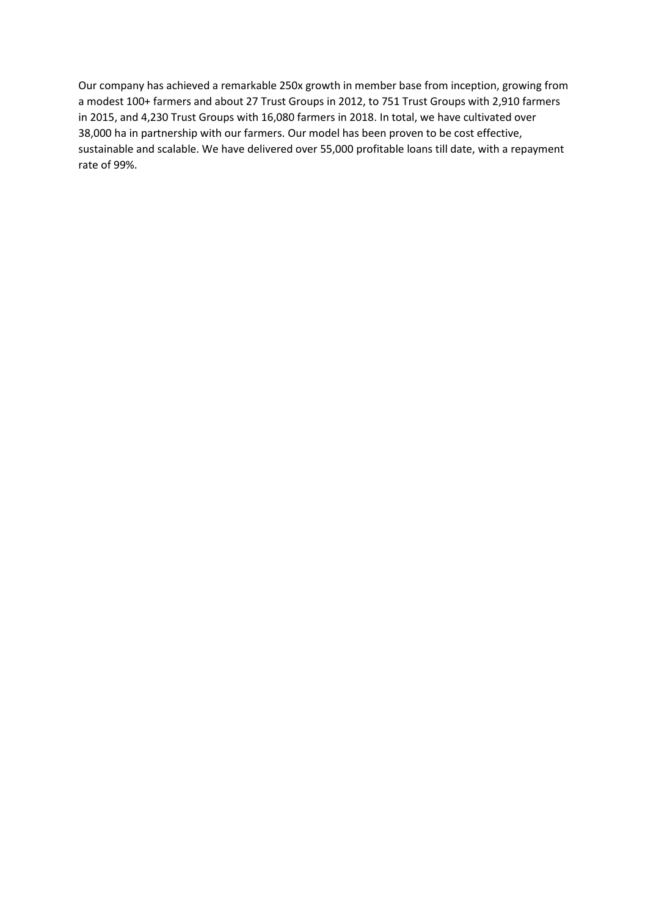Our company has achieved a remarkable 250x growth in member base from inception, growing from a modest 100+ farmers and about 27 Trust Groups in 2012, to 751 Trust Groups with 2,910 farmers in 2015, and 4,230 Trust Groups with 16,080 farmers in 2018. In total, we have cultivated over 38,000 ha in partnership with our farmers. Our model has been proven to be cost effective, sustainable and scalable. We have delivered over 55,000 profitable loans till date, with a repayment rate of 99%.